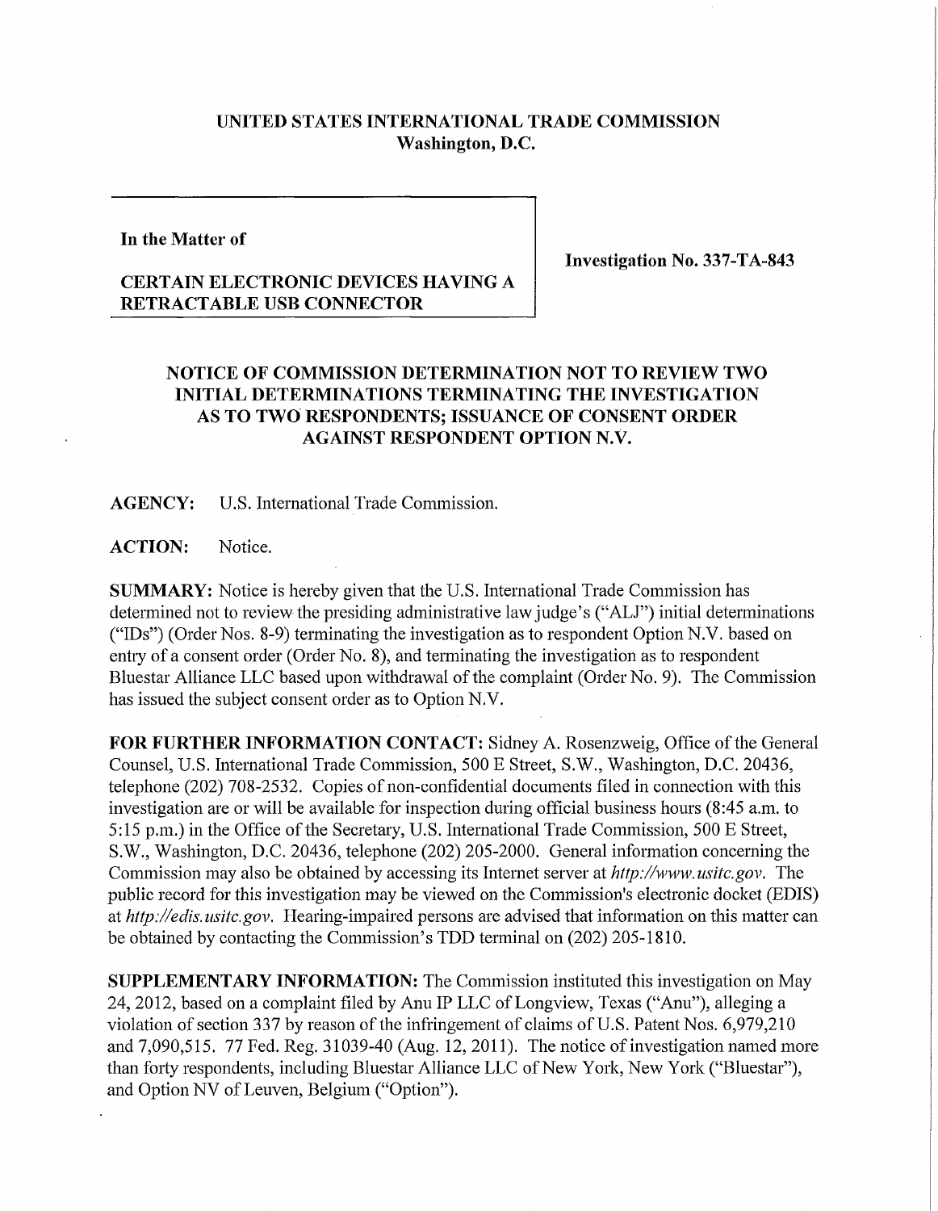**UNITED STATES INTERNATIONAL TRADE COMMISSION**
**Washington, D.C.**

**In the Matter of**

**CERTAIN ELECTRONIC DEVICES HAVING A RETRACTABLE USB CONNECTOR**

**Investigation No. 337-TA-843**

## NOTICE OF COMMISSION DETERMINATION NOT TO REVIEW TWO INITIAL DETERMINATIONS TERMINATING THE INVESTIGATION AS TO TWO RESPONDENTS; ISSUANCE OF CONSENT ORDER AGAINST RESPONDENT OPTION N.V.

**AGENCY:** U.S. International Trade Commission.

**ACTION:** Notice.

**SUMMARY:** Notice is hereby given that the U.S. International Trade Commission has determined not to review the presiding administrative law judge's ("ALJ") initial determinations ("IDs") (Order Nos. 8-9) terminating the investigation as to respondent Option N.V. based on entry of a consent order (Order No. 8), and terminating the investigation as to respondent Bluestar Alliance LLC based upon withdrawal of the complaint (Order No. 9). The Commission has issued the subject consent order as to Option N.V.

**FOR FURTHER INFORMATION CONTACT:** Sidney A. Rosenzweig, Office of the General Counsel, U.S. International Trade Commission, 500 E Street, S.W., Washington, D.C. 20436, telephone (202) 708-2532. Copies of non-confidential documents filed in connection with this investigation are or will be available for inspection during official business hours (8:45 a.m. to 5:15 p.m.) in the Office of the Secretary, U.S. International Trade Commission, 500 E Street, S.W., Washington, D.C. 20436, telephone (202) 205-2000. General information concerning the Commission may also be obtained by accessing its Internet server at *http://www.usitc.gov*. The public record for this investigation may be viewed on the Commission's electronic docket (EDIS) at *http://edis.usitc.gov*. Hearing-impaired persons are advised that information on this matter can be obtained by contacting the Commission's TDD terminal on (202) 205-1810.

**SUPPLEMENTARY INFORMATION:** The Commission instituted this investigation on May 24, 2012, based on a complaint filed by Anu IP LLC of Longview, Texas ("Anu"), alleging a violation of section 337 by reason of the infringement of claims of U.S. Patent Nos. 6,979,210 and 7,090,515. 77 Fed. Reg. 31039-40 (Aug. 12, 2011). The notice of investigation named more than forty respondents, including Bluestar Alliance LLC of New York, New York ("Bluestar"), and Option NV of Leuven, Belgium ("Option").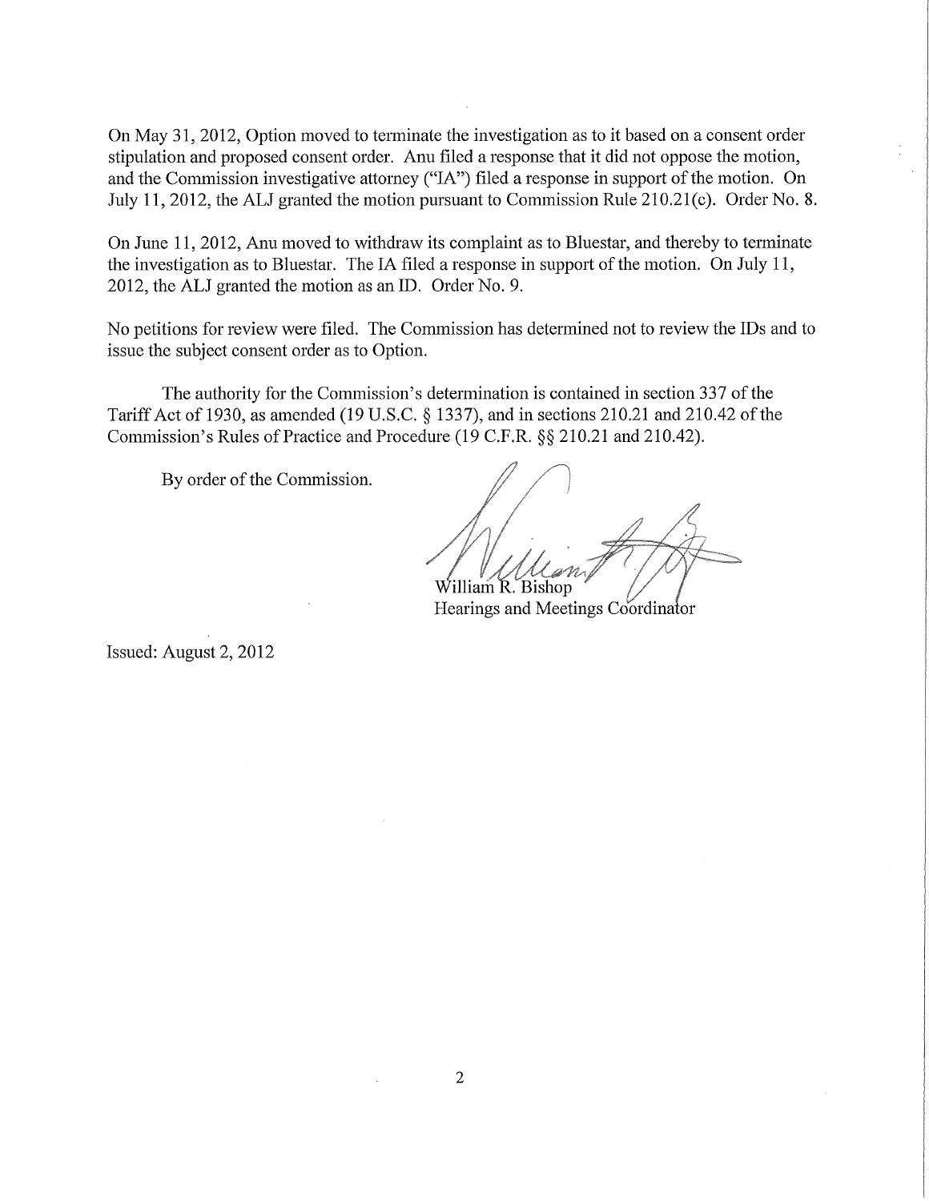On May 31, 2012, Option moved to terminate the investigation as to it based on a consent order stipulation and proposed consent order. Anu filed a response that it did not oppose the motion, and the Commission investigative attorney ("IA") filed a response in support of the motion. On July 11, 2012, the ALJ granted the motion pursuant to Commission Rule 210.21(c). Order No. 8.

On June 11, 2012, Anu moved to withdraw its complaint as to Bluestar, and thereby to terminate the investigation as to Bluestar. The IA filed a response in support of the motion. On July 11, 2012, the ALJ granted the motion as an ID. Order No. 9.

No petitions for review were filed. The Commission has determined not to review the IDs and to issue the subject consent order as to Option.

The authority for the Commission's determination is contained in section 337 of the Tariff Act of 1930, as amended (19 U.S.C. § 1337), and in sections 210.21 and 210.42 of the Commission's Rules of Practice and Procedure (19 C.F.R. §§ 210.21 and 210.42).

By order of the Commission.

William R. Bishop
Hearings and Meetings Coordinator

Issued: August 2, 2012